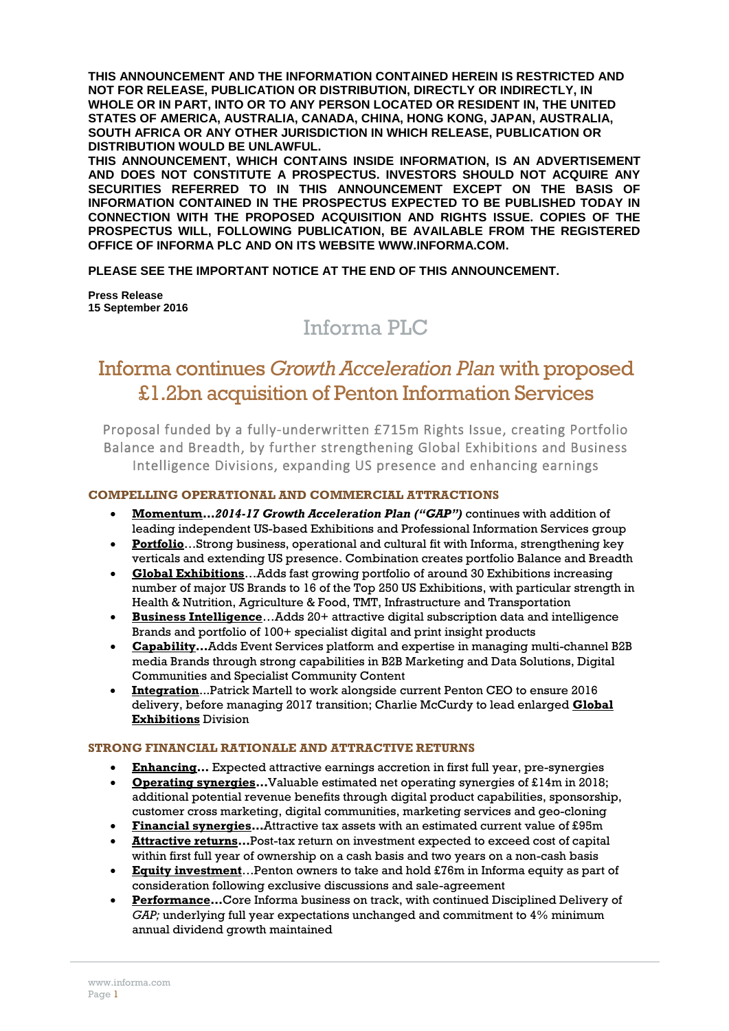**THIS ANNOUNCEMENT AND THE INFORMATION CONTAINED HEREIN IS RESTRICTED AND NOT FOR RELEASE, PUBLICATION OR DISTRIBUTION, DIRECTLY OR INDIRECTLY, IN WHOLE OR IN PART, INTO OR TO ANY PERSON LOCATED OR RESIDENT IN, THE UNITED STATES OF AMERICA, AUSTRALIA, CANADA, CHINA, HONG KONG, JAPAN, AUSTRALIA, SOUTH AFRICA OR ANY OTHER JURISDICTION IN WHICH RELEASE, PUBLICATION OR DISTRIBUTION WOULD BE UNLAWFUL.**

**THIS ANNOUNCEMENT, WHICH CONTAINS INSIDE INFORMATION, IS AN ADVERTISEMENT AND DOES NOT CONSTITUTE A PROSPECTUS. INVESTORS SHOULD NOT ACQUIRE ANY SECURITIES REFERRED TO IN THIS ANNOUNCEMENT EXCEPT ON THE BASIS OF INFORMATION CONTAINED IN THE PROSPECTUS EXPECTED TO BE PUBLISHED TODAY IN CONNECTION WITH THE PROPOSED ACQUISITION AND RIGHTS ISSUE. COPIES OF THE PROSPECTUS WILL, FOLLOWING PUBLICATION, BE AVAILABLE FROM THE REGISTERED OFFICE OF INFORMA PLC AND ON ITS WEBSITE WWW.INFORMA.COM.**

**PLEASE SEE THE IMPORTANT NOTICE AT THE END OF THIS ANNOUNCEMENT.**

**Press Release**
**15 September 2016**

# Informa PLC

# Informa continues *Growth Acceleration Plan* with proposed £1.2bn acquisition of Penton Information Services

Proposal funded by a fully-underwritten £715m Rights Issue, creating Portfolio Balance and Breadth, by further strengthening Global Exhibitions and Business Intelligence Divisions, expanding US presence and enhancing earnings

### COMPELLING OPERATIONAL AND COMMERCIAL ATTRACTIONS

- **Momentum…*2014-17 Growth Acceleration Plan ("GAP")*** continues with addition of leading independent US-based Exhibitions and Professional Information Services group
- **Portfolio**…Strong business, operational and cultural fit with Informa, strengthening key verticals and extending US presence. Combination creates portfolio Balance and Breadth
- **Global Exhibitions**…Adds fast growing portfolio of around 30 Exhibitions increasing number of major US Brands to 16 of the Top 250 US Exhibitions, with particular strength in Health & Nutrition, Agriculture & Food, TMT, Infrastructure and Transportation
- **Business Intelligence**…Adds 20+ attractive digital subscription data and intelligence Brands and portfolio of 100+ specialist digital and print insight products
- **Capability…**Adds Event Services platform and expertise in managing multi-channel B2B media Brands through strong capabilities in B2B Marketing and Data Solutions, Digital Communities and Specialist Community Content
- **Integration**...Patrick Martell to work alongside current Penton CEO to ensure 2016 delivery, before managing 2017 transition; Charlie McCurdy to lead enlarged **Global Exhibitions** Division

### STRONG FINANCIAL RATIONALE AND ATTRACTIVE RETURNS

- **Enhancing…** Expected attractive earnings accretion in first full year, pre-synergies
- **Operating synergies…**Valuable estimated net operating synergies of £14m in 2018; additional potential revenue benefits through digital product capabilities, sponsorship, customer cross marketing, digital communities, marketing services and geo-cloning
- **Financial synergies…**Attractive tax assets with an estimated current value of £95m
- **Attractive returns…**Post-tax return on investment expected to exceed cost of capital within first full year of ownership on a cash basis and two years on a non-cash basis
- **Equity investment**…Penton owners to take and hold £76m in Informa equity as part of consideration following exclusive discussions and sale-agreement
- **Performance…**Core Informa business on track, with continued Disciplined Delivery of *GAP;* underlying full year expectations unchanged and commitment to 4% minimum annual dividend growth maintained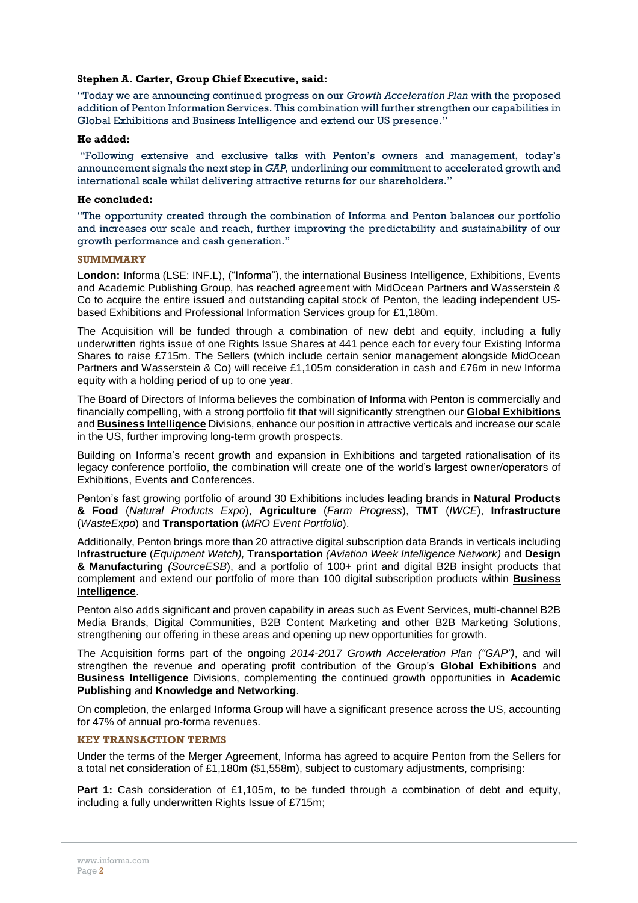**Stephen A. Carter, Group Chief Executive, said:**

"Today we are announcing continued progress on our *Growth Acceleration Plan* with the proposed addition of Penton Information Services. This combination will further strengthen our capabilities in Global Exhibitions and Business Intelligence and extend our US presence."

**He added:**

"Following extensive and exclusive talks with Penton's owners and management, today's announcement signals the next step in *GAP,* underlining our commitment to accelerated growth and international scale whilst delivering attractive returns for our shareholders."

**He concluded:**

"The opportunity created through the combination of Informa and Penton balances our portfolio and increases our scale and reach, further improving the predictability and sustainability of our growth performance and cash generation."

## SUMMMARY

**London:** Informa (LSE: INF.L), ("Informa"), the international Business Intelligence, Exhibitions, Events and Academic Publishing Group, has reached agreement with MidOcean Partners and Wasserstein & Co to acquire the entire issued and outstanding capital stock of Penton, the leading independent US-based Exhibitions and Professional Information Services group for £1,180m.

The Acquisition will be funded through a combination of new debt and equity, including a fully underwritten rights issue of one Rights Issue Shares at 441 pence each for every four Existing Informa Shares to raise £715m. The Sellers (which include certain senior management alongside MidOcean Partners and Wasserstein & Co) will receive £1,105m consideration in cash and £76m in new Informa equity with a holding period of up to one year.

The Board of Directors of Informa believes the combination of Informa with Penton is commercially and financially compelling, with a strong portfolio fit that will significantly strengthen our **Global Exhibitions** and **Business Intelligence** Divisions, enhance our position in attractive verticals and increase our scale in the US, further improving long-term growth prospects.

Building on Informa's recent growth and expansion in Exhibitions and targeted rationalisation of its legacy conference portfolio, the combination will create one of the world's largest owner/operators of Exhibitions, Events and Conferences.

Penton's fast growing portfolio of around 30 Exhibitions includes leading brands in **Natural Products & Food** (*Natural Products Expo*), **Agriculture** (*Farm Progress*), **TMT** (*IWCE*), **Infrastructure** (*WasteExpo*) and **Transportation** (*MRO Event Portfolio*).

Additionally, Penton brings more than 20 attractive digital subscription data Brands in verticals including **Infrastructure** (*Equipment Watch),* **Transportation** *(Aviation Week Intelligence Network)* and **Design & Manufacturing** *(SourceESB*), and a portfolio of 100+ print and digital B2B insight products that complement and extend our portfolio of more than 100 digital subscription products within **Business Intelligence**.

Penton also adds significant and proven capability in areas such as Event Services, multi-channel B2B Media Brands, Digital Communities, B2B Content Marketing and other B2B Marketing Solutions, strengthening our offering in these areas and opening up new opportunities for growth.

The Acquisition forms part of the ongoing *2014-2017 Growth Acceleration Plan ("GAP")*, and will strengthen the revenue and operating profit contribution of the Group's **Global Exhibitions** and **Business Intelligence** Divisions, complementing the continued growth opportunities in **Academic Publishing** and **Knowledge and Networking**.

On completion, the enlarged Informa Group will have a significant presence across the US, accounting for 47% of annual pro-forma revenues.

## KEY TRANSACTION TERMS

Under the terms of the Merger Agreement, Informa has agreed to acquire Penton from the Sellers for a total net consideration of £1,180m ($1,558m), subject to customary adjustments, comprising:

**Part 1:** Cash consideration of £1,105m, to be funded through a combination of debt and equity, including a fully underwritten Rights Issue of £715m;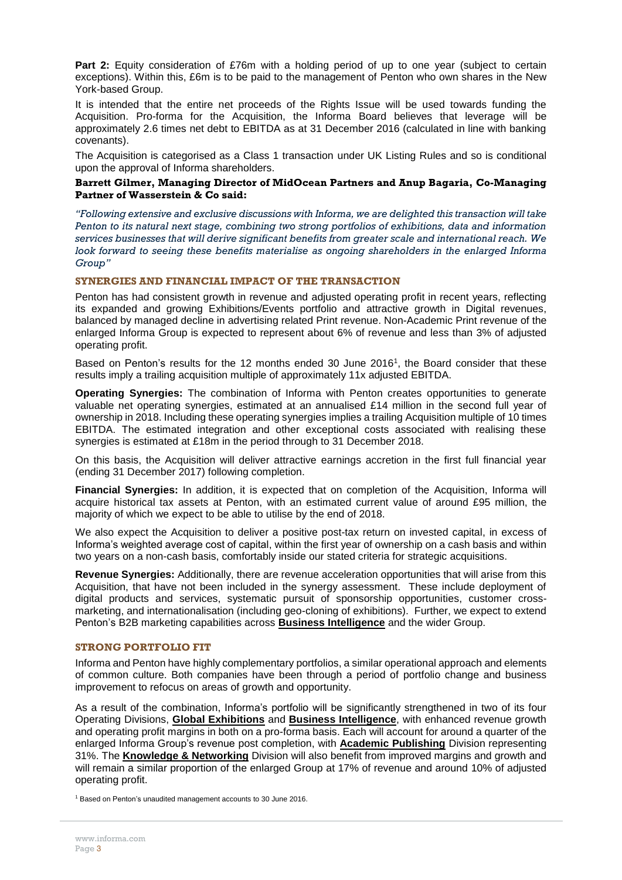**Part 2:** Equity consideration of £76m with a holding period of up to one year (subject to certain exceptions). Within this, £6m is to be paid to the management of Penton who own shares in the New York-based Group.

It is intended that the entire net proceeds of the Rights Issue will be used towards funding the Acquisition. Pro-forma for the Acquisition, the Informa Board believes that leverage will be approximately 2.6 times net debt to EBITDA as at 31 December 2016 (calculated in line with banking covenants).

The Acquisition is categorised as a Class 1 transaction under UK Listing Rules and so is conditional upon the approval of Informa shareholders.

**Barrett Gilmer, Managing Director of MidOcean Partners and Anup Bagaria, Co-Managing Partner of Wasserstein & Co said:**

*"Following extensive and exclusive discussions with Informa, we are delighted this transaction will take Penton to its natural next stage, combining two strong portfolios of exhibitions, data and information services businesses that will derive significant benefits from greater scale and international reach. We look forward to seeing these benefits materialise as ongoing shareholders in the enlarged Informa Group"*

## SYNERGIES AND FINANCIAL IMPACT OF THE TRANSACTION

Penton has had consistent growth in revenue and adjusted operating profit in recent years, reflecting its expanded and growing Exhibitions/Events portfolio and attractive growth in Digital revenues, balanced by managed decline in advertising related Print revenue. Non-Academic Print revenue of the enlarged Informa Group is expected to represent about 6% of revenue and less than 3% of adjusted operating profit.

Based on Penton's results for the 12 months ended 30 June 2016[1], the Board consider that these results imply a trailing acquisition multiple of approximately 11x adjusted EBITDA.

**Operating Synergies:** The combination of Informa with Penton creates opportunities to generate valuable net operating synergies, estimated at an annualised £14 million in the second full year of ownership in 2018. Including these operating synergies implies a trailing Acquisition multiple of 10 times EBITDA. The estimated integration and other exceptional costs associated with realising these synergies is estimated at £18m in the period through to 31 December 2018.

On this basis, the Acquisition will deliver attractive earnings accretion in the first full financial year (ending 31 December 2017) following completion.

**Financial Synergies:** In addition, it is expected that on completion of the Acquisition, Informa will acquire historical tax assets at Penton, with an estimated current value of around £95 million, the majority of which we expect to be able to utilise by the end of 2018.

We also expect the Acquisition to deliver a positive post-tax return on invested capital, in excess of Informa's weighted average cost of capital, within the first year of ownership on a cash basis and within two years on a non-cash basis, comfortably inside our stated criteria for strategic acquisitions.

**Revenue Synergies:** Additionally, there are revenue acceleration opportunities that will arise from this Acquisition, that have not been included in the synergy assessment. These include deployment of digital products and services, systematic pursuit of sponsorship opportunities, customer cross-marketing, and internationalisation (including geo-cloning of exhibitions). Further, we expect to extend Penton's B2B marketing capabilities across **Business Intelligence** and the wider Group.

## STRONG PORTFOLIO FIT

Informa and Penton have highly complementary portfolios, a similar operational approach and elements of common culture. Both companies have been through a period of portfolio change and business improvement to refocus on areas of growth and opportunity.

As a result of the combination, Informa's portfolio will be significantly strengthened in two of its four Operating Divisions, **Global Exhibitions** and **Business Intelligence**, with enhanced revenue growth and operating profit margins in both on a pro-forma basis. Each will account for around a quarter of the enlarged Informa Group's revenue post completion, with **Academic Publishing** Division representing 31%. The **Knowledge & Networking** Division will also benefit from improved margins and growth and will remain a similar proportion of the enlarged Group at 17% of revenue and around 10% of adjusted operating profit.

[1] Based on Penton's unaudited management accounts to 30 June 2016.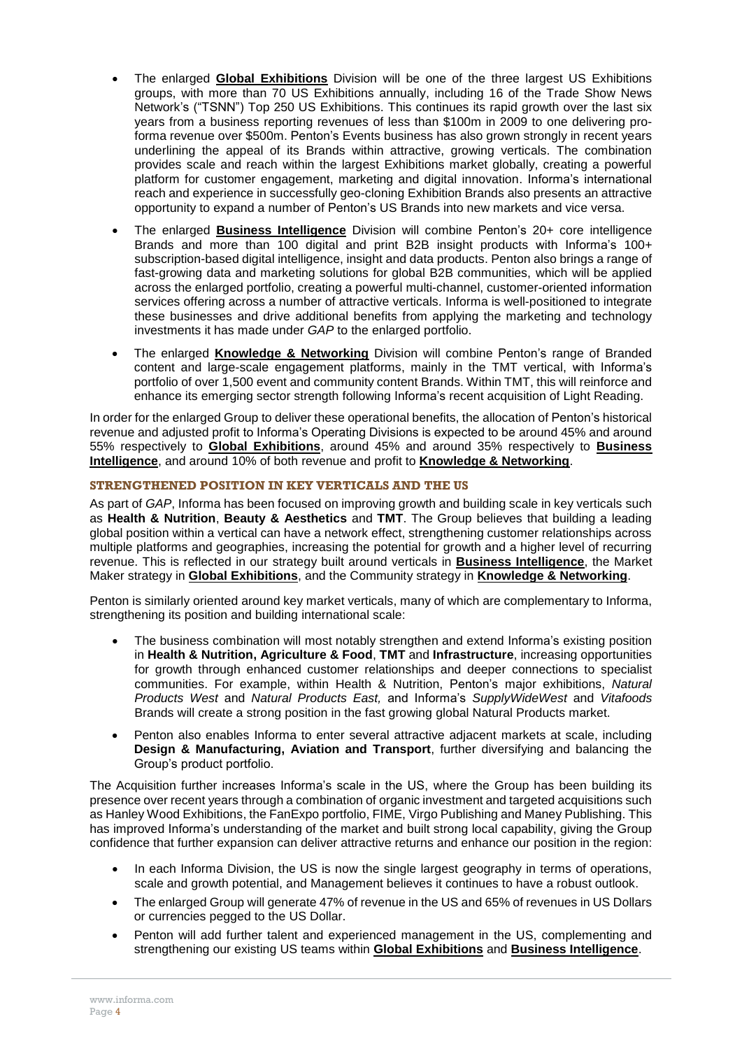- The enlarged **Global Exhibitions** Division will be one of the three largest US Exhibitions groups, with more than 70 US Exhibitions annually, including 16 of the Trade Show News Network's ("TSNN") Top 250 US Exhibitions. This continues its rapid growth over the last six years from a business reporting revenues of less than $100m in 2009 to one delivering pro-forma revenue over $500m. Penton's Events business has also grown strongly in recent years underlining the appeal of its Brands within attractive, growing verticals. The combination provides scale and reach within the largest Exhibitions market globally, creating a powerful platform for customer engagement, marketing and digital innovation. Informa's international reach and experience in successfully geo-cloning Exhibition Brands also presents an attractive opportunity to expand a number of Penton's US Brands into new markets and vice versa.
- The enlarged **Business Intelligence** Division will combine Penton's 20+ core intelligence Brands and more than 100 digital and print B2B insight products with Informa's 100+ subscription-based digital intelligence, insight and data products. Penton also brings a range of fast-growing data and marketing solutions for global B2B communities, which will be applied across the enlarged portfolio, creating a powerful multi-channel, customer-oriented information services offering across a number of attractive verticals. Informa is well-positioned to integrate these businesses and drive additional benefits from applying the marketing and technology investments it has made under *GAP* to the enlarged portfolio.
- The enlarged **Knowledge & Networking** Division will combine Penton's range of Branded content and large-scale engagement platforms, mainly in the TMT vertical, with Informa's portfolio of over 1,500 event and community content Brands. Within TMT, this will reinforce and enhance its emerging sector strength following Informa's recent acquisition of Light Reading.

In order for the enlarged Group to deliver these operational benefits, the allocation of Penton's historical revenue and adjusted profit to Informa's Operating Divisions is expected to be around 45% and around 55% respectively to **Global Exhibitions**, around 45% and around 35% respectively to **Business Intelligence**, and around 10% of both revenue and profit to **Knowledge & Networking**.

## STRENGTHENED POSITION IN KEY VERTICALS AND THE US

As part of *GAP*, Informa has been focused on improving growth and building scale in key verticals such as **Health & Nutrition**, **Beauty & Aesthetics** and **TMT**. The Group believes that building a leading global position within a vertical can have a network effect, strengthening customer relationships across multiple platforms and geographies, increasing the potential for growth and a higher level of recurring revenue. This is reflected in our strategy built around verticals in **Business Intelligence**, the Market Maker strategy in **Global Exhibitions**, and the Community strategy in **Knowledge & Networking**.

Penton is similarly oriented around key market verticals, many of which are complementary to Informa, strengthening its position and building international scale:

- The business combination will most notably strengthen and extend Informa's existing position in **Health & Nutrition, Agriculture & Food**, **TMT** and **Infrastructure**, increasing opportunities for growth through enhanced customer relationships and deeper connections to specialist communities. For example, within Health & Nutrition, Penton's major exhibitions, *Natural Products West* and *Natural Products East,* and Informa's *SupplyWideWest* and *Vitafoods* Brands will create a strong position in the fast growing global Natural Products market.
- Penton also enables Informa to enter several attractive adjacent markets at scale, including **Design & Manufacturing, Aviation and Transport**, further diversifying and balancing the Group's product portfolio.

The Acquisition further increases Informa's scale in the US, where the Group has been building its presence over recent years through a combination of organic investment and targeted acquisitions such as Hanley Wood Exhibitions, the FanExpo portfolio, FIME, Virgo Publishing and Maney Publishing. This has improved Informa's understanding of the market and built strong local capability, giving the Group confidence that further expansion can deliver attractive returns and enhance our position in the region:

- In each Informa Division, the US is now the single largest geography in terms of operations, scale and growth potential, and Management believes it continues to have a robust outlook.
- The enlarged Group will generate 47% of revenue in the US and 65% of revenues in US Dollars or currencies pegged to the US Dollar.
- Penton will add further talent and experienced management in the US, complementing and strengthening our existing US teams within **Global Exhibitions** and **Business Intelligence**.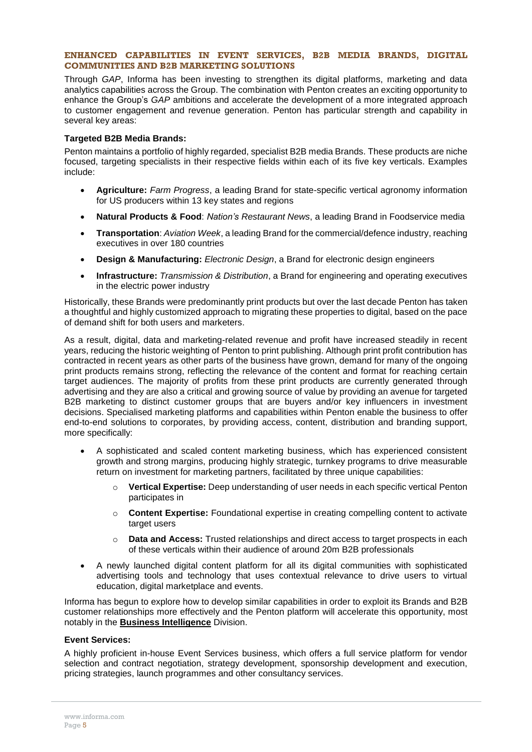## ENHANCED CAPABILITIES IN EVENT SERVICES, B2B MEDIA BRANDS, DIGITAL COMMUNITIES AND B2B MARKETING SOLUTIONS

Through *GAP*, Informa has been investing to strengthen its digital platforms, marketing and data analytics capabilities across the Group. The combination with Penton creates an exciting opportunity to enhance the Group's *GAP* ambitions and accelerate the development of a more integrated approach to customer engagement and revenue generation. Penton has particular strength and capability in several key areas:

**Targeted B2B Media Brands:**

Penton maintains a portfolio of highly regarded, specialist B2B media Brands. These products are niche focused, targeting specialists in their respective fields within each of its five key verticals. Examples include:

- **Agriculture:** *Farm Progress*, a leading Brand for state-specific vertical agronomy information for US producers within 13 key states and regions
- **Natural Products & Food**: *Nation's Restaurant News*, a leading Brand in Foodservice media
- **Transportation**: *Aviation Week*, a leading Brand for the commercial/defence industry, reaching executives in over 180 countries
- **Design & Manufacturing:** *Electronic Design*, a Brand for electronic design engineers
- **Infrastructure:** *Transmission & Distribution*, a Brand for engineering and operating executives in the electric power industry

Historically, these Brands were predominantly print products but over the last decade Penton has taken a thoughtful and highly customized approach to migrating these properties to digital, based on the pace of demand shift for both users and marketers.

As a result, digital, data and marketing-related revenue and profit have increased steadily in recent years, reducing the historic weighting of Penton to print publishing. Although print profit contribution has contracted in recent years as other parts of the business have grown, demand for many of the ongoing print products remains strong, reflecting the relevance of the content and format for reaching certain target audiences. The majority of profits from these print products are currently generated through advertising and they are also a critical and growing source of value by providing an avenue for targeted B2B marketing to distinct customer groups that are buyers and/or key influencers in investment decisions. Specialised marketing platforms and capabilities within Penton enable the business to offer end-to-end solutions to corporates, by providing access, content, distribution and branding support, more specifically:

- A sophisticated and scaled content marketing business, which has experienced consistent growth and strong margins, producing highly strategic, turnkey programs to drive measurable return on investment for marketing partners, facilitated by three unique capabilities:
  - **Vertical Expertise:** Deep understanding of user needs in each specific vertical Penton participates in
  - **Content Expertise:** Foundational expertise in creating compelling content to activate target users
  - **Data and Access:** Trusted relationships and direct access to target prospects in each of these verticals within their audience of around 20m B2B professionals
- A newly launched digital content platform for all its digital communities with sophisticated advertising tools and technology that uses contextual relevance to drive users to virtual education, digital marketplace and events.

Informa has begun to explore how to develop similar capabilities in order to exploit its Brands and B2B customer relationships more effectively and the Penton platform will accelerate this opportunity, most notably in the **Business Intelligence** Division.

**Event Services:**

A highly proficient in-house Event Services business, which offers a full service platform for vendor selection and contract negotiation, strategy development, sponsorship development and execution, pricing strategies, launch programmes and other consultancy services.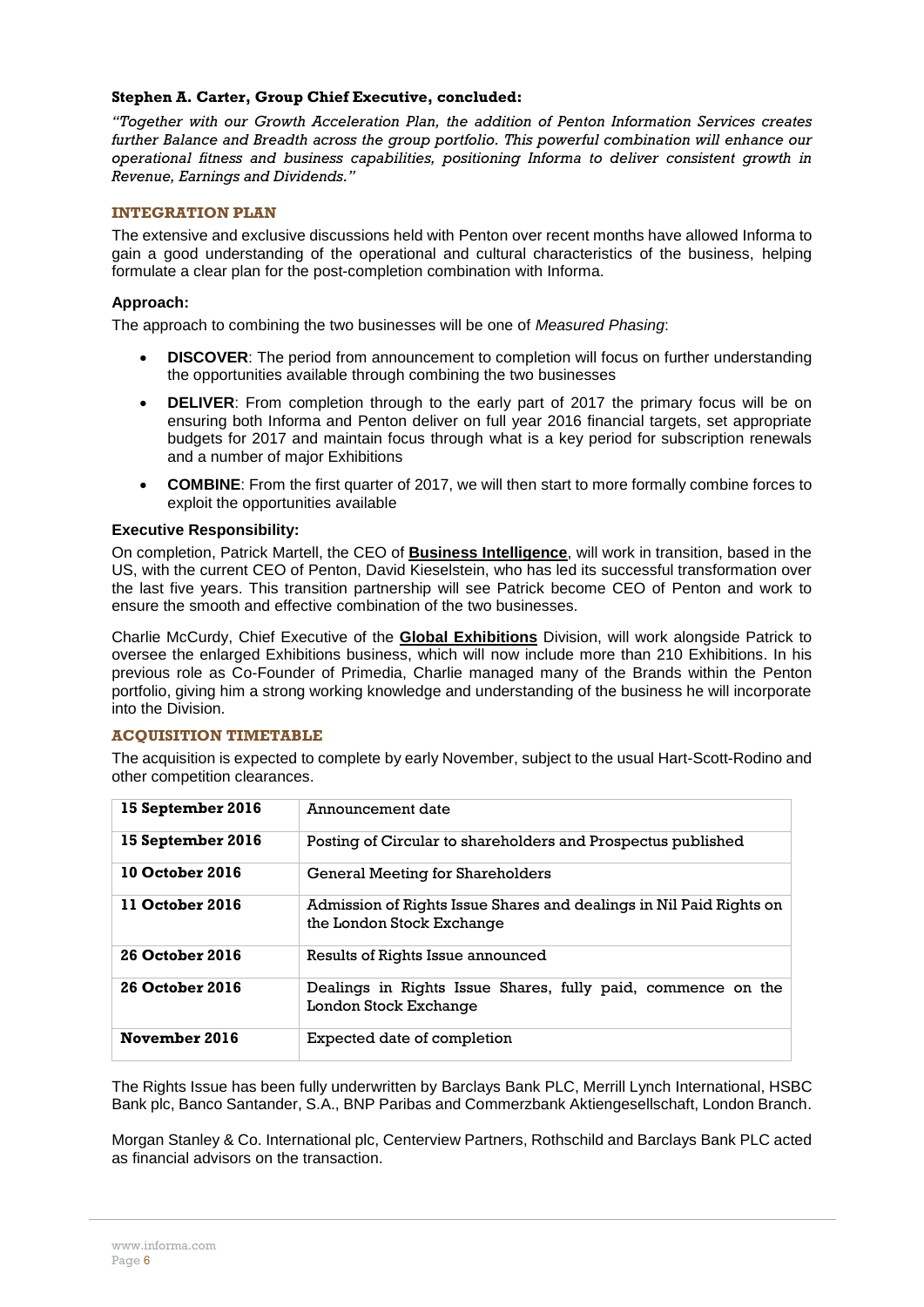**Stephen A. Carter, Group Chief Executive, concluded:**

*"Together with our Growth Acceleration Plan, the addition of Penton Information Services creates further Balance and Breadth across the group portfolio. This powerful combination will enhance our operational fitness and business capabilities, positioning Informa to deliver consistent growth in Revenue, Earnings and Dividends."*

## INTEGRATION PLAN

The extensive and exclusive discussions held with Penton over recent months have allowed Informa to gain a good understanding of the operational and cultural characteristics of the business, helping formulate a clear plan for the post-completion combination with Informa.

### Approach:

The approach to combining the two businesses will be one of *Measured Phasing*:

- **DISCOVER**: The period from announcement to completion will focus on further understanding the opportunities available through combining the two businesses
- **DELIVER**: From completion through to the early part of 2017 the primary focus will be on ensuring both Informa and Penton deliver on full year 2016 financial targets, set appropriate budgets for 2017 and maintain focus through what is a key period for subscription renewals and a number of major Exhibitions
- **COMBINE**: From the first quarter of 2017, we will then start to more formally combine forces to exploit the opportunities available

### Executive Responsibility:

On completion, Patrick Martell, the CEO of **Business Intelligence**, will work in transition, based in the US, with the current CEO of Penton, David Kieselstein, who has led its successful transformation over the last five years. This transition partnership will see Patrick become CEO of Penton and work to ensure the smooth and effective combination of the two businesses.

Charlie McCurdy, Chief Executive of the **Global Exhibitions** Division, will work alongside Patrick to oversee the enlarged Exhibitions business, which will now include more than 210 Exhibitions. In his previous role as Co-Founder of Primedia, Charlie managed many of the Brands within the Penton portfolio, giving him a strong working knowledge and understanding of the business he will incorporate into the Division.

## ACQUISITION TIMETABLE

The acquisition is expected to complete by early November, subject to the usual Hart-Scott-Rodino and other competition clearances.

| Date | Event |
|---|---|
| **15 September 2016** | Announcement date |
| **15 September 2016** | Posting of Circular to shareholders and Prospectus published |
| **10 October 2016** | General Meeting for Shareholders |
| **11 October 2016** | Admission of Rights Issue Shares and dealings in Nil Paid Rights on the London Stock Exchange |
| **26 October 2016** | Results of Rights Issue announced |
| **26 October 2016** | Dealings in Rights Issue Shares, fully paid, commence on the London Stock Exchange |
| **November 2016** | Expected date of completion |

The Rights Issue has been fully underwritten by Barclays Bank PLC, Merrill Lynch International, HSBC Bank plc, Banco Santander, S.A., BNP Paribas and Commerzbank Aktiengesellschaft, London Branch.

Morgan Stanley & Co. International plc, Centerview Partners, Rothschild and Barclays Bank PLC acted as financial advisors on the transaction.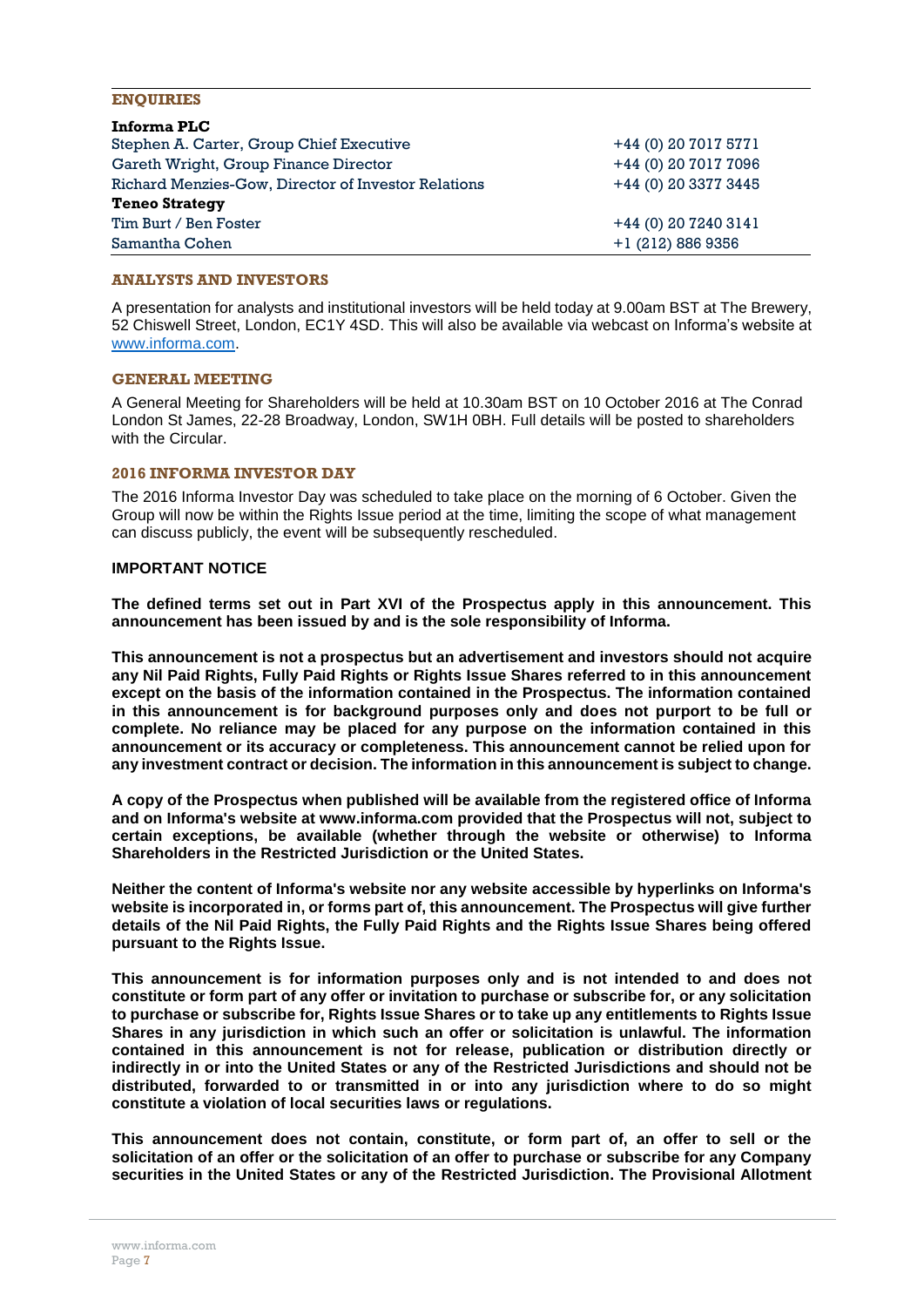## ENQUIRIES

| | |
|---|---|
| **Informa PLC** | |
| Stephen A. Carter, Group Chief Executive | +44 (0) 20 7017 5771 |
| Gareth Wright, Group Finance Director | +44 (0) 20 7017 7096 |
| Richard Menzies-Gow, Director of Investor Relations | +44 (0) 20 3377 3445 |
| **Teneo Strategy** | |
| Tim Burt / Ben Foster | +44 (0) 20 7240 3141 |
| Samantha Cohen | +1 (212) 886 9356 |

## ANALYSTS AND INVESTORS

A presentation for analysts and institutional investors will be held today at 9.00am BST at The Brewery, 52 Chiswell Street, London, EC1Y 4SD. This will also be available via webcast on Informa's website at www.informa.com.

## GENERAL MEETING

A General Meeting for Shareholders will be held at 10.30am BST on 10 October 2016 at The Conrad London St James, 22-28 Broadway, London, SW1H 0BH. Full details will be posted to shareholders with the Circular.

## 2016 INFORMA INVESTOR DAY

The 2016 Informa Investor Day was scheduled to take place on the morning of 6 October. Given the Group will now be within the Rights Issue period at the time, limiting the scope of what management can discuss publicly, the event will be subsequently rescheduled.

## IMPORTANT NOTICE

**The defined terms set out in Part XVI of the Prospectus apply in this announcement. This announcement has been issued by and is the sole responsibility of Informa.**

**This announcement is not a prospectus but an advertisement and investors should not acquire any Nil Paid Rights, Fully Paid Rights or Rights Issue Shares referred to in this announcement except on the basis of the information contained in the Prospectus. The information contained in this announcement is for background purposes only and does not purport to be full or complete. No reliance may be placed for any purpose on the information contained in this announcement or its accuracy or completeness. This announcement cannot be relied upon for any investment contract or decision. The information in this announcement is subject to change.**

**A copy of the Prospectus when published will be available from the registered office of Informa and on Informa's website at www.informa.com provided that the Prospectus will not, subject to certain exceptions, be available (whether through the website or otherwise) to Informa Shareholders in the Restricted Jurisdiction or the United States.**

**Neither the content of Informa's website nor any website accessible by hyperlinks on Informa's website is incorporated in, or forms part of, this announcement. The Prospectus will give further details of the Nil Paid Rights, the Fully Paid Rights and the Rights Issue Shares being offered pursuant to the Rights Issue.**

**This announcement is for information purposes only and is not intended to and does not constitute or form part of any offer or invitation to purchase or subscribe for, or any solicitation to purchase or subscribe for, Rights Issue Shares or to take up any entitlements to Rights Issue Shares in any jurisdiction in which such an offer or solicitation is unlawful. The information contained in this announcement is not for release, publication or distribution directly or indirectly in or into the United States or any of the Restricted Jurisdictions and should not be distributed, forwarded to or transmitted in or into any jurisdiction where to do so might constitute a violation of local securities laws or regulations.**

**This announcement does not contain, constitute, or form part of, an offer to sell or the solicitation of an offer or the solicitation of an offer to purchase or subscribe for any Company securities in the United States or any of the Restricted Jurisdiction. The Provisional Allotment**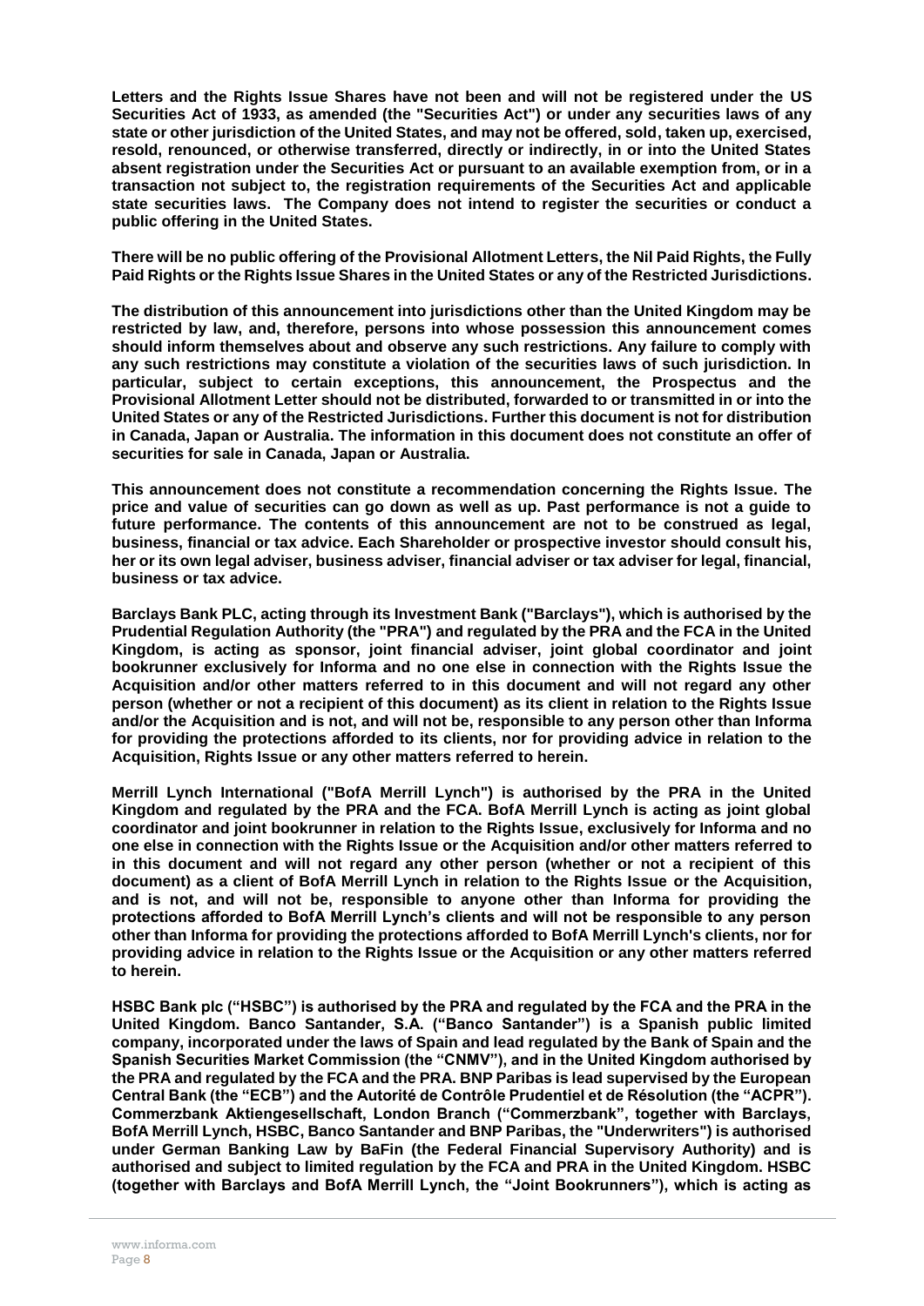**Letters and the Rights Issue Shares have not been and will not be registered under the US Securities Act of 1933, as amended (the "Securities Act") or under any securities laws of any state or other jurisdiction of the United States, and may not be offered, sold, taken up, exercised, resold, renounced, or otherwise transferred, directly or indirectly, in or into the United States absent registration under the Securities Act or pursuant to an available exemption from, or in a transaction not subject to, the registration requirements of the Securities Act and applicable state securities laws. The Company does not intend to register the securities or conduct a public offering in the United States.**

**There will be no public offering of the Provisional Allotment Letters, the Nil Paid Rights, the Fully Paid Rights or the Rights Issue Shares in the United States or any of the Restricted Jurisdictions.**

**The distribution of this announcement into jurisdictions other than the United Kingdom may be restricted by law, and, therefore, persons into whose possession this announcement comes should inform themselves about and observe any such restrictions. Any failure to comply with any such restrictions may constitute a violation of the securities laws of such jurisdiction. In particular, subject to certain exceptions, this announcement, the Prospectus and the Provisional Allotment Letter should not be distributed, forwarded to or transmitted in or into the United States or any of the Restricted Jurisdictions. Further this document is not for distribution in Canada, Japan or Australia. The information in this document does not constitute an offer of securities for sale in Canada, Japan or Australia.**

**This announcement does not constitute a recommendation concerning the Rights Issue. The price and value of securities can go down as well as up. Past performance is not a guide to future performance. The contents of this announcement are not to be construed as legal, business, financial or tax advice. Each Shareholder or prospective investor should consult his, her or its own legal adviser, business adviser, financial adviser or tax adviser for legal, financial, business or tax advice.**

**Barclays Bank PLC, acting through its Investment Bank ("Barclays"), which is authorised by the Prudential Regulation Authority (the "PRA") and regulated by the PRA and the FCA in the United Kingdom, is acting as sponsor, joint financial adviser, joint global coordinator and joint bookrunner exclusively for Informa and no one else in connection with the Rights Issue the Acquisition and/or other matters referred to in this document and will not regard any other person (whether or not a recipient of this document) as its client in relation to the Rights Issue and/or the Acquisition and is not, and will not be, responsible to any person other than Informa for providing the protections afforded to its clients, nor for providing advice in relation to the Acquisition, Rights Issue or any other matters referred to herein.**

**Merrill Lynch International ("BofA Merrill Lynch") is authorised by the PRA in the United Kingdom and regulated by the PRA and the FCA. BofA Merrill Lynch is acting as joint global coordinator and joint bookrunner in relation to the Rights Issue, exclusively for Informa and no one else in connection with the Rights Issue or the Acquisition and/or other matters referred to in this document and will not regard any other person (whether or not a recipient of this document) as a client of BofA Merrill Lynch in relation to the Rights Issue or the Acquisition, and is not, and will not be, responsible to anyone other than Informa for providing the protections afforded to BofA Merrill Lynch's clients and will not be responsible to any person other than Informa for providing the protections afforded to BofA Merrill Lynch's clients, nor for providing advice in relation to the Rights Issue or the Acquisition or any other matters referred to herein.**

**HSBC Bank plc ("HSBC") is authorised by the PRA and regulated by the FCA and the PRA in the United Kingdom. Banco Santander, S.A. ("Banco Santander") is a Spanish public limited company, incorporated under the laws of Spain and lead regulated by the Bank of Spain and the Spanish Securities Market Commission (the "CNMV"), and in the United Kingdom authorised by the PRA and regulated by the FCA and the PRA. BNP Paribas is lead supervised by the European Central Bank (the "ECB") and the Autorité de Contrôle Prudentiel et de Résolution (the "ACPR"). Commerzbank Aktiengesellschaft, London Branch ("Commerzbank", together with Barclays, BofA Merrill Lynch, HSBC, Banco Santander and BNP Paribas, the "Underwriters") is authorised under German Banking Law by BaFin (the Federal Financial Supervisory Authority) and is authorised and subject to limited regulation by the FCA and PRA in the United Kingdom. HSBC (together with Barclays and BofA Merrill Lynch, the "Joint Bookrunners"), which is acting as**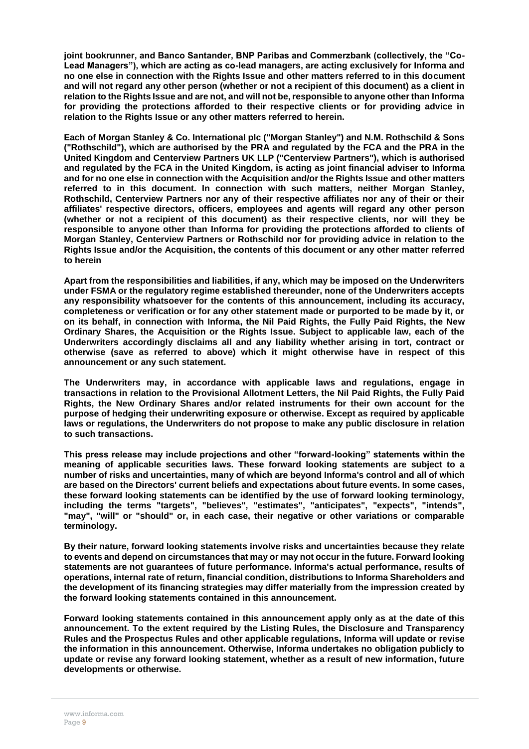**joint bookrunner, and Banco Santander, BNP Paribas and Commerzbank (collectively, the "Co-Lead Managers"), which are acting as co-lead managers, are acting exclusively for Informa and no one else in connection with the Rights Issue and other matters referred to in this document and will not regard any other person (whether or not a recipient of this document) as a client in relation to the Rights Issue and are not, and will not be, responsible to anyone other than Informa for providing the protections afforded to their respective clients or for providing advice in relation to the Rights Issue or any other matters referred to herein.**

**Each of Morgan Stanley & Co. International plc ("Morgan Stanley") and N.M. Rothschild & Sons ("Rothschild"), which are authorised by the PRA and regulated by the FCA and the PRA in the United Kingdom and Centerview Partners UK LLP ("Centerview Partners"), which is authorised and regulated by the FCA in the United Kingdom, is acting as joint financial adviser to Informa and for no one else in connection with the Acquisition and/or the Rights Issue and other matters referred to in this document. In connection with such matters, neither Morgan Stanley, Rothschild, Centerview Partners nor any of their respective affiliates nor any of their or their affiliates' respective directors, officers, employees and agents will regard any other person (whether or not a recipient of this document) as their respective clients, nor will they be responsible to anyone other than Informa for providing the protections afforded to clients of Morgan Stanley, Centerview Partners or Rothschild nor for providing advice in relation to the Rights Issue and/or the Acquisition, the contents of this document or any other matter referred to herein**

**Apart from the responsibilities and liabilities, if any, which may be imposed on the Underwriters under FSMA or the regulatory regime established thereunder, none of the Underwriters accepts any responsibility whatsoever for the contents of this announcement, including its accuracy, completeness or verification or for any other statement made or purported to be made by it, or on its behalf, in connection with Informa, the Nil Paid Rights, the Fully Paid Rights, the New Ordinary Shares, the Acquisition or the Rights Issue. Subject to applicable law, each of the Underwriters accordingly disclaims all and any liability whether arising in tort, contract or otherwise (save as referred to above) which it might otherwise have in respect of this announcement or any such statement.**

**The Underwriters may, in accordance with applicable laws and regulations, engage in transactions in relation to the Provisional Allotment Letters, the Nil Paid Rights, the Fully Paid Rights, the New Ordinary Shares and/or related instruments for their own account for the purpose of hedging their underwriting exposure or otherwise. Except as required by applicable laws or regulations, the Underwriters do not propose to make any public disclosure in relation to such transactions.**

**This press release may include projections and other "forward-looking" statements within the meaning of applicable securities laws. These forward looking statements are subject to a number of risks and uncertainties, many of which are beyond Informa's control and all of which are based on the Directors' current beliefs and expectations about future events. In some cases, these forward looking statements can be identified by the use of forward looking terminology, including the terms "targets", "believes", "estimates", "anticipates", "expects", "intends", "may", "will" or "should" or, in each case, their negative or other variations or comparable terminology.**

**By their nature, forward looking statements involve risks and uncertainties because they relate to events and depend on circumstances that may or may not occur in the future. Forward looking statements are not guarantees of future performance. Informa's actual performance, results of operations, internal rate of return, financial condition, distributions to Informa Shareholders and the development of its financing strategies may differ materially from the impression created by the forward looking statements contained in this announcement.**

**Forward looking statements contained in this announcement apply only as at the date of this announcement. To the extent required by the Listing Rules, the Disclosure and Transparency Rules and the Prospectus Rules and other applicable regulations, Informa will update or revise the information in this announcement. Otherwise, Informa undertakes no obligation publicly to update or revise any forward looking statement, whether as a result of new information, future developments or otherwise.**